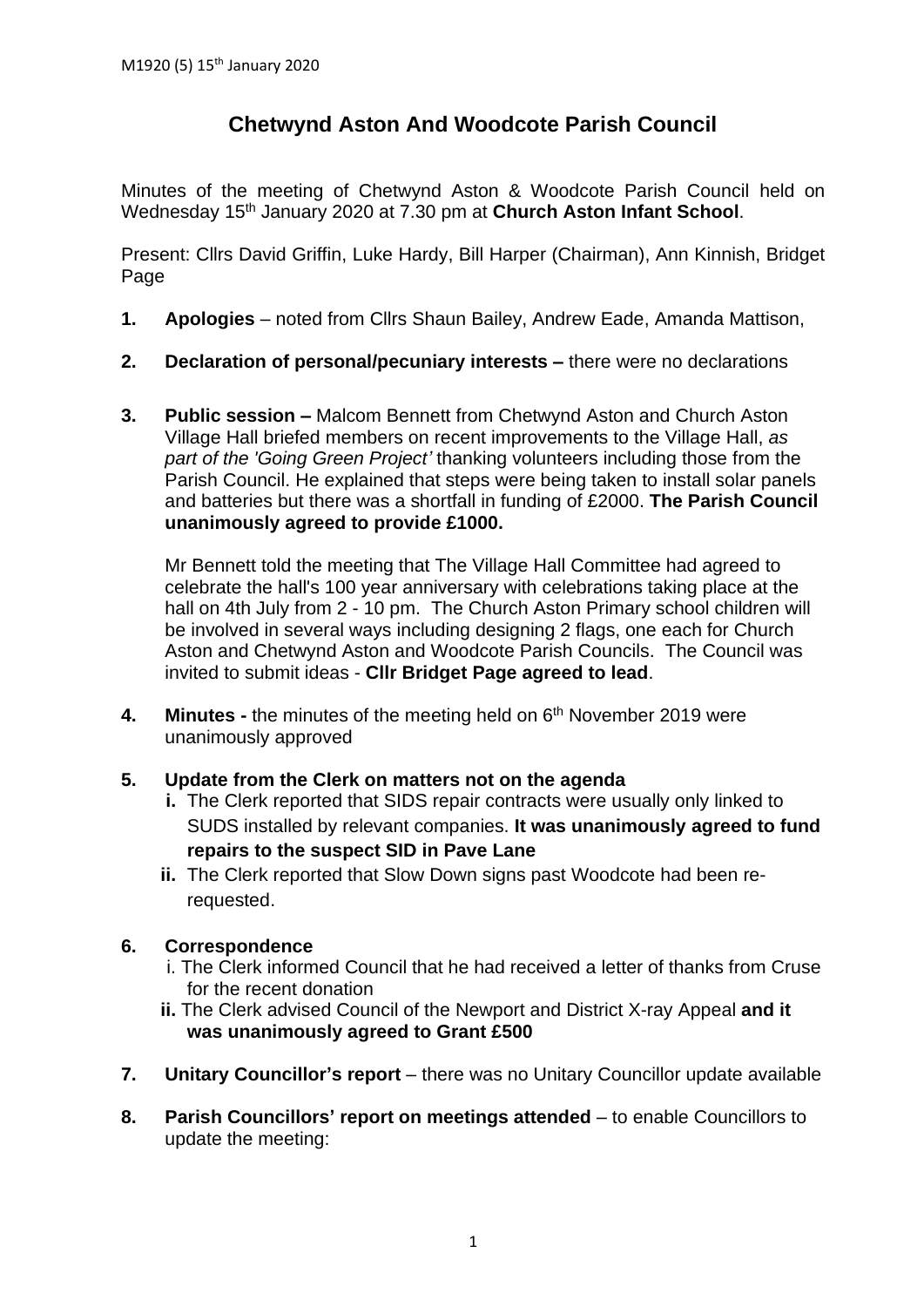M1920 (5) 15th January 2020

# Chetwynd Aston And Woodcote Parish Council

Minutes of the meeting of Chetwynd Aston & Woodcote Parish Council held on Wednesday 15th January 2020 at 7.30 pm at **Church Aston Infant School**.

Present: Cllrs David Griffin, Luke Hardy, Bill Harper (Chairman), Ann Kinnish, Bridget Page

1. **Apologies** – noted from Cllrs Shaun Bailey, Andrew Eade, Amanda Mattison,

2. **Declaration of personal/pecuniary interests –** there were no declarations

3. **Public session –** Malcom Bennett from Chetwynd Aston and Church Aston Village Hall briefed members on recent improvements to the Village Hall, *as part of the 'Going Green Project'* thanking volunteers including those from the Parish Council. He explained that steps were being taken to install solar panels and batteries but there was a shortfall in funding of £2000. **The Parish Council unanimously agreed to provide £1000.**

   Mr Bennett told the meeting that The Village Hall Committee had agreed to celebrate the hall's 100 year anniversary with celebrations taking place at the hall on 4th July from 2 - 10 pm. The Church Aston Primary school children will be involved in several ways including designing 2 flags, one each for Church Aston and Chetwynd Aston and Woodcote Parish Councils. The Council was invited to submit ideas - **Cllr Bridget Page agreed to lead**.

4. **Minutes -** the minutes of the meeting held on 6th November 2019 were unanimously approved

5. **Update from the Clerk on matters not on the agenda**
   - **i.** The Clerk reported that SIDS repair contracts were usually only linked to SUDS installed by relevant companies. **It was unanimously agreed to fund repairs to the suspect SID in Pave Lane**
   - **ii.** The Clerk reported that Slow Down signs past Woodcote had been re-requested.

6. **Correspondence**
   - i. The Clerk informed Council that he had received a letter of thanks from Cruse for the recent donation
   - **ii.** The Clerk advised Council of the Newport and District X-ray Appeal **and it was unanimously agreed to Grant £500**

7. **Unitary Councillor's report** – there was no Unitary Councillor update available

8. **Parish Councillors' report on meetings attended** – to enable Councillors to update the meeting: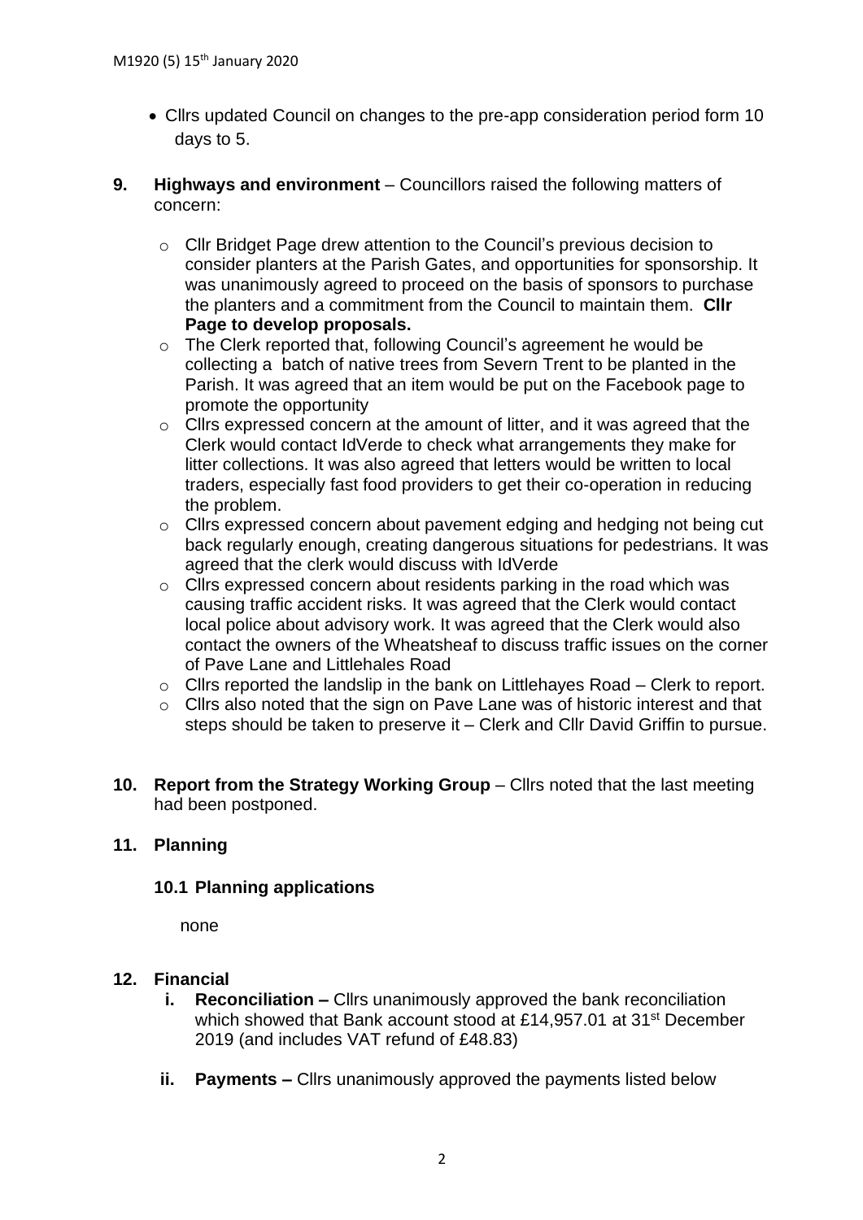- Cllrs updated Council on changes to the pre-app consideration period form 10 days to 5.

**9. Highways and environment** – Councillors raised the following matters of concern:

- Cllr Bridget Page drew attention to the Council's previous decision to consider planters at the Parish Gates, and opportunities for sponsorship. It was unanimously agreed to proceed on the basis of sponsors to purchase the planters and a commitment from the Council to maintain them. **Cllr Page to develop proposals.**
- The Clerk reported that, following Council's agreement he would be collecting a batch of native trees from Severn Trent to be planted in the Parish. It was agreed that an item would be put on the Facebook page to promote the opportunity
- Cllrs expressed concern at the amount of litter, and it was agreed that the Clerk would contact IdVerde to check what arrangements they make for litter collections. It was also agreed that letters would be written to local traders, especially fast food providers to get their co-operation in reducing the problem.
- Cllrs expressed concern about pavement edging and hedging not being cut back regularly enough, creating dangerous situations for pedestrians. It was agreed that the clerk would discuss with IdVerde
- Cllrs expressed concern about residents parking in the road which was causing traffic accident risks. It was agreed that the Clerk would contact local police about advisory work. It was agreed that the Clerk would also contact the owners of the Wheatsheaf to discuss traffic issues on the corner of Pave Lane and Littlehales Road
- Cllrs reported the landslip in the bank on Littlehayes Road – Clerk to report.
- Cllrs also noted that the sign on Pave Lane was of historic interest and that steps should be taken to preserve it – Clerk and Cllr David Griffin to pursue.

**10. Report from the Strategy Working Group** – Cllrs noted that the last meeting had been postponed.

**11. Planning**

**10.1 Planning applications**

none

**12. Financial**

**i. Reconciliation –** Cllrs unanimously approved the bank reconciliation which showed that Bank account stood at £14,957.01 at 31st December 2019 (and includes VAT refund of £48.83)

**ii. Payments –** Cllrs unanimously approved the payments listed below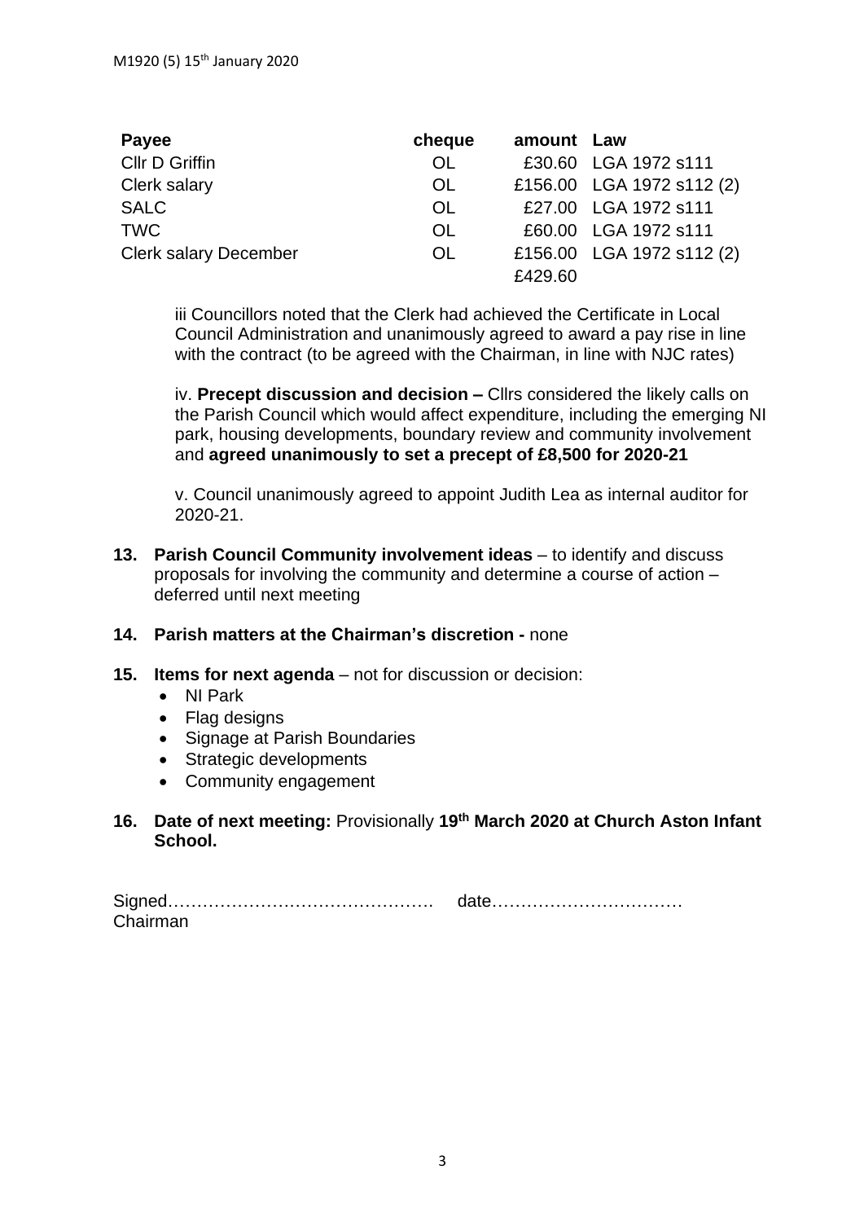| Payee | cheque | amount | Law |
|---|---|---|---|
| Cllr D Griffin | OL | £30.60 | LGA 1972 s111 |
| Clerk salary | OL | £156.00 | LGA 1972 s112 (2) |
| SALC | OL | £27.00 | LGA 1972 s111 |
| TWC | OL | £60.00 | LGA 1972 s111 |
| Clerk salary December | OL | £156.00 | LGA 1972 s112 (2) |
| | | £429.60 | |

iii Councillors noted that the Clerk had achieved the Certificate in Local Council Administration and unanimously agreed to award a pay rise in line with the contract (to be agreed with the Chairman, in line with NJC rates)

iv. **Precept discussion and decision –** Cllrs considered the likely calls on the Parish Council which would affect expenditure, including the emerging NI park, housing developments, boundary review and community involvement and **agreed unanimously to set a precept of £8,500 for 2020-21**

v. Council unanimously agreed to appoint Judith Lea as internal auditor for 2020-21.

**13. Parish Council Community involvement ideas** – to identify and discuss proposals for involving the community and determine a course of action – deferred until next meeting

**14. Parish matters at the Chairman's discretion -** none

**15. Items for next agenda** – not for discussion or decision:

- NI Park
- Flag designs
- Signage at Parish Boundaries
- Strategic developments
- Community engagement

**16. Date of next meeting:** Provisionally **19th March 2020 at Church Aston Infant School.**

Signed………………………………………. date……………………………
Chairman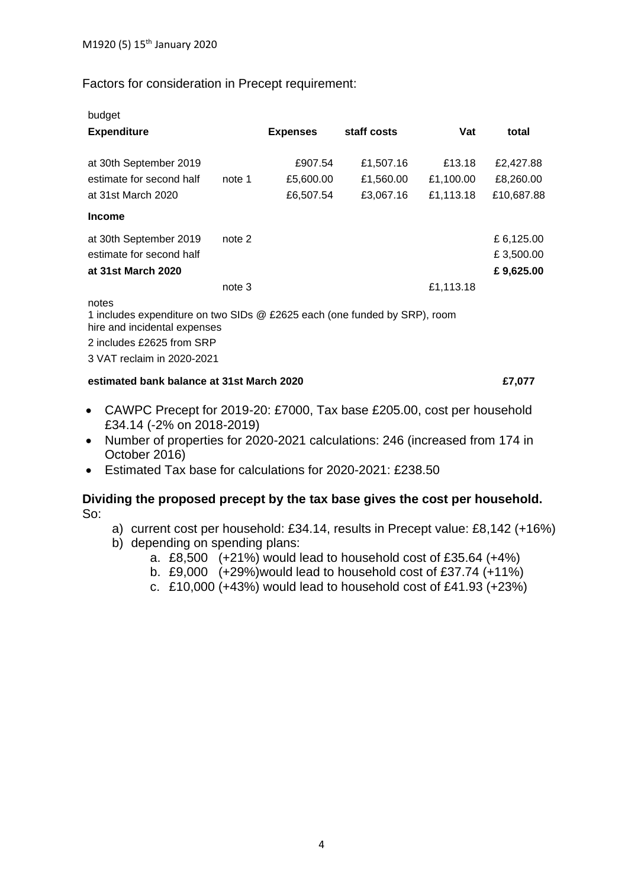M1920 (5) 15th January 2020

Factors for consideration in Precept requirement:

| budget | | | | | |
|---|---|---|---|---|---|
| **Expenditure** | | **Expenses** | **staff costs** | **Vat** | **total** |
| at 30th September 2019 | | £907.54 | £1,507.16 | £13.18 | £2,427.88 |
| estimate for second half | note 1 | £5,600.00 | £1,560.00 | £1,100.00 | £8,260.00 |
| at 31st March 2020 | | £6,507.54 | £3,067.16 | £1,113.18 | £10,687.88 |
| **Income** | | | | | |
| at 30th September 2019 | note 2 | | | | £ 6,125.00 |
| estimate for second half | | | | | £ 3,500.00 |
| **at 31st March 2020** | | | | | **£ 9,625.00** |
| | note 3 | | | £1,113.18 | |

notes

1 includes expenditure on two SIDs @ £2625 each (one funded by SRP), room hire and incidental expenses

2 includes £2625 from SRP

3 VAT reclaim in 2020-2021

**estimated bank balance at 31st March 2020** **£7,077**

- CAWPC Precept for 2019-20: £7000, Tax base £205.00, cost per household £34.14 (-2% on 2018-2019)
- Number of properties for 2020-2021 calculations: 246 (increased from 174 in October 2016)
- Estimated Tax base for calculations for 2020-2021: £238.50

**Dividing the proposed precept by the tax base gives the cost per household.**
So:

a) current cost per household: £34.14, results in Precept value: £8,142 (+16%)
b) depending on spending plans:
   a. £8,500 (+21%) would lead to household cost of £35.64 (+4%)
   b. £9,000 (+29%)would lead to household cost of £37.74 (+11%)
   c. £10,000 (+43%) would lead to household cost of £41.93 (+23%)